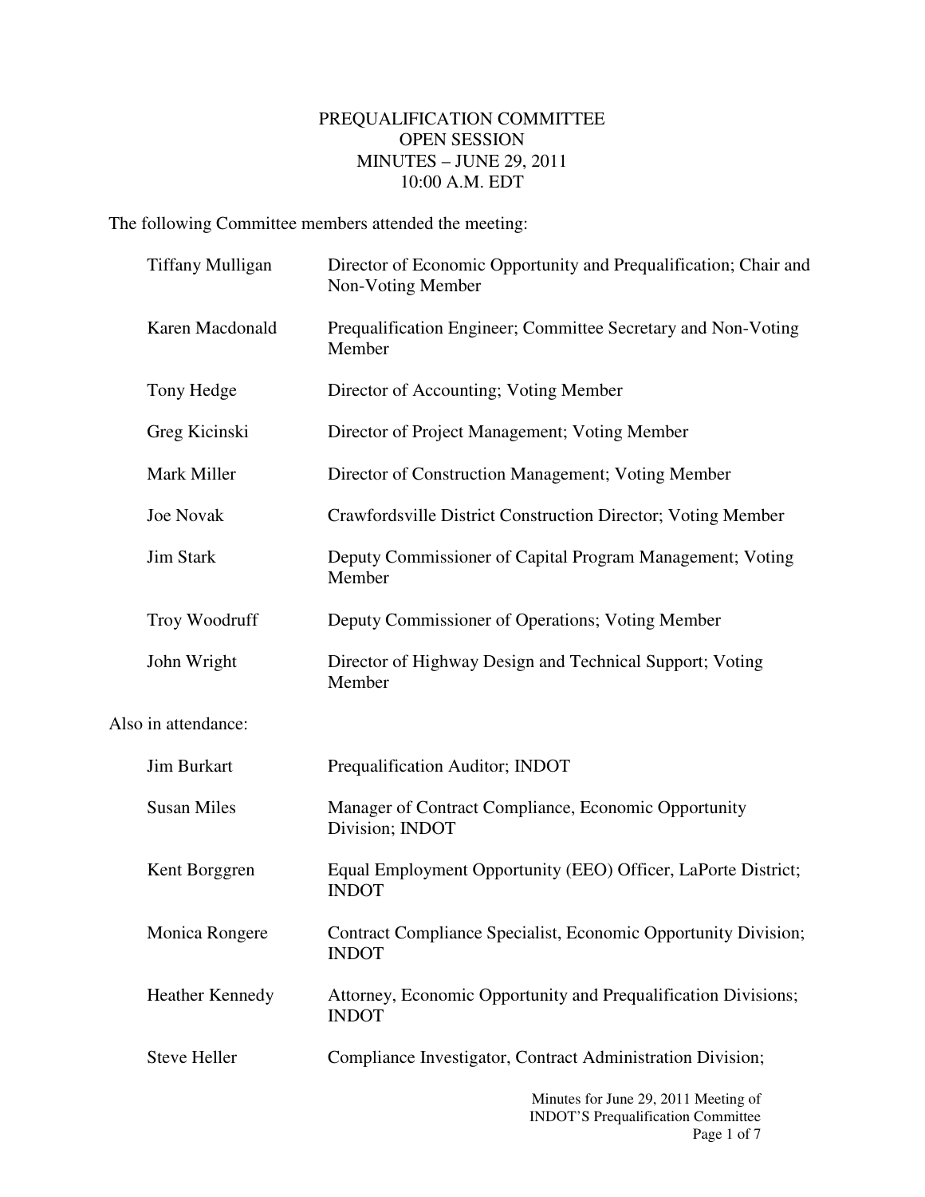# PREQUALIFICATION COMMITTEE
## OPEN SESSION
## MINUTES – JUNE 29, 2011
## 10:00 A.M. EDT

The following Committee members attended the meeting:

| | |
|---|---|
| Tiffany Mulligan | Director of Economic Opportunity and Prequalification; Chair and Non-Voting Member |
| Karen Macdonald | Prequalification Engineer; Committee Secretary and Non-Voting Member |
| Tony Hedge | Director of Accounting; Voting Member |
| Greg Kicinski | Director of Project Management; Voting Member |
| Mark Miller | Director of Construction Management; Voting Member |
| Joe Novak | Crawfordsville District Construction Director; Voting Member |
| Jim Stark | Deputy Commissioner of Capital Program Management; Voting Member |
| Troy Woodruff | Deputy Commissioner of Operations; Voting Member |
| John Wright | Director of Highway Design and Technical Support; Voting Member |

Also in attendance:

| | |
|---|---|
| Jim Burkart | Prequalification Auditor; INDOT |
| Susan Miles | Manager of Contract Compliance, Economic Opportunity Division; INDOT |
| Kent Borggren | Equal Employment Opportunity (EEO) Officer, LaPorte District; INDOT |
| Monica Rongere | Contract Compliance Specialist, Economic Opportunity Division; INDOT |
| Heather Kennedy | Attorney, Economic Opportunity and Prequalification Divisions; INDOT |
| Steve Heller | Compliance Investigator, Contract Administration Division; |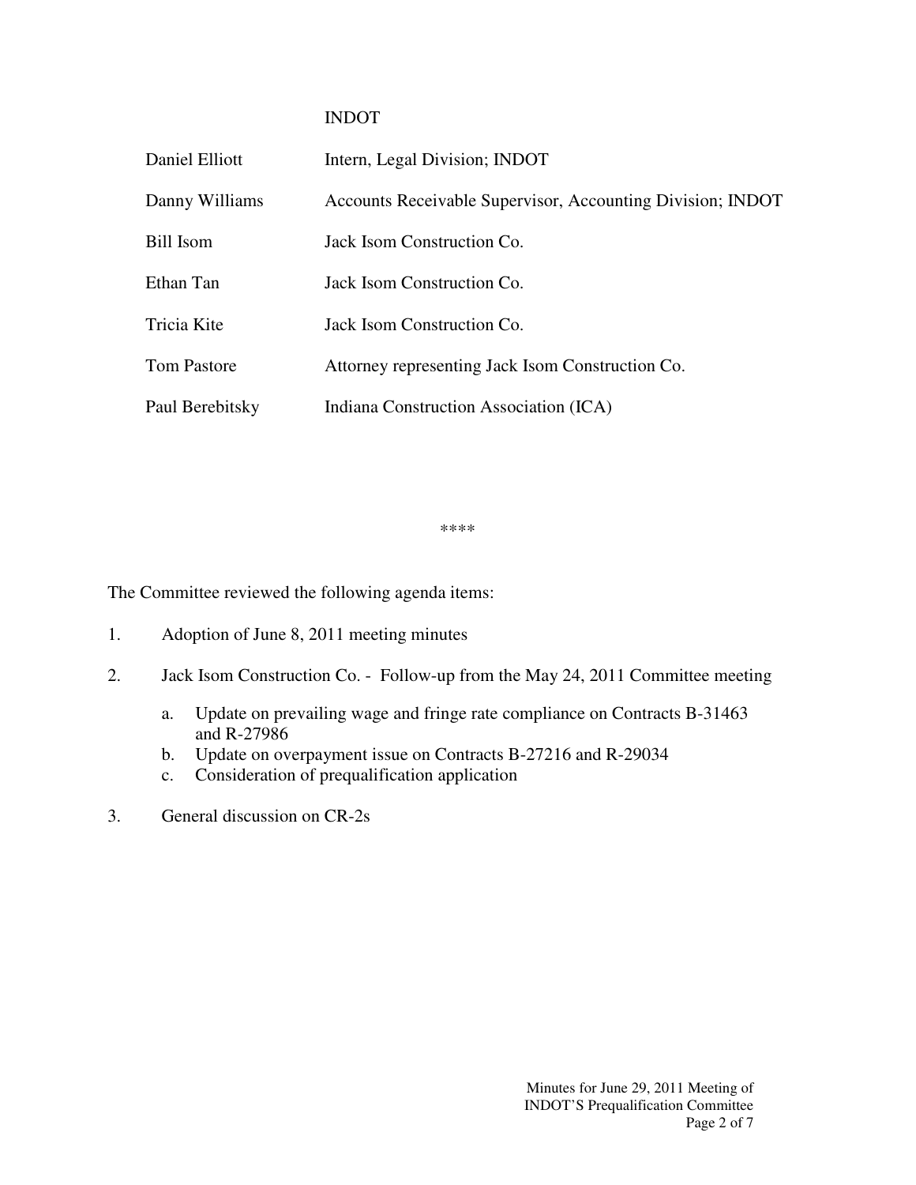INDOT

| | |
|---|---|
| Daniel Elliott | Intern, Legal Division; INDOT |
| Danny Williams | Accounts Receivable Supervisor, Accounting Division; INDOT |
| Bill Isom | Jack Isom Construction Co. |
| Ethan Tan | Jack Isom Construction Co. |
| Tricia Kite | Jack Isom Construction Co. |
| Tom Pastore | Attorney representing Jack Isom Construction Co. |
| Paul Berebitsky | Indiana Construction Association (ICA) |

****

The Committee reviewed the following agenda items:

1. Adoption of June 8, 2011 meeting minutes
2. Jack Isom Construction Co. - Follow-up from the May 24, 2011 Committee meeting
   a. Update on prevailing wage and fringe rate compliance on Contracts B-31463 and R-27986
   b. Update on overpayment issue on Contracts B-27216 and R-29034
   c. Consideration of prequalification application
3. General discussion on CR-2s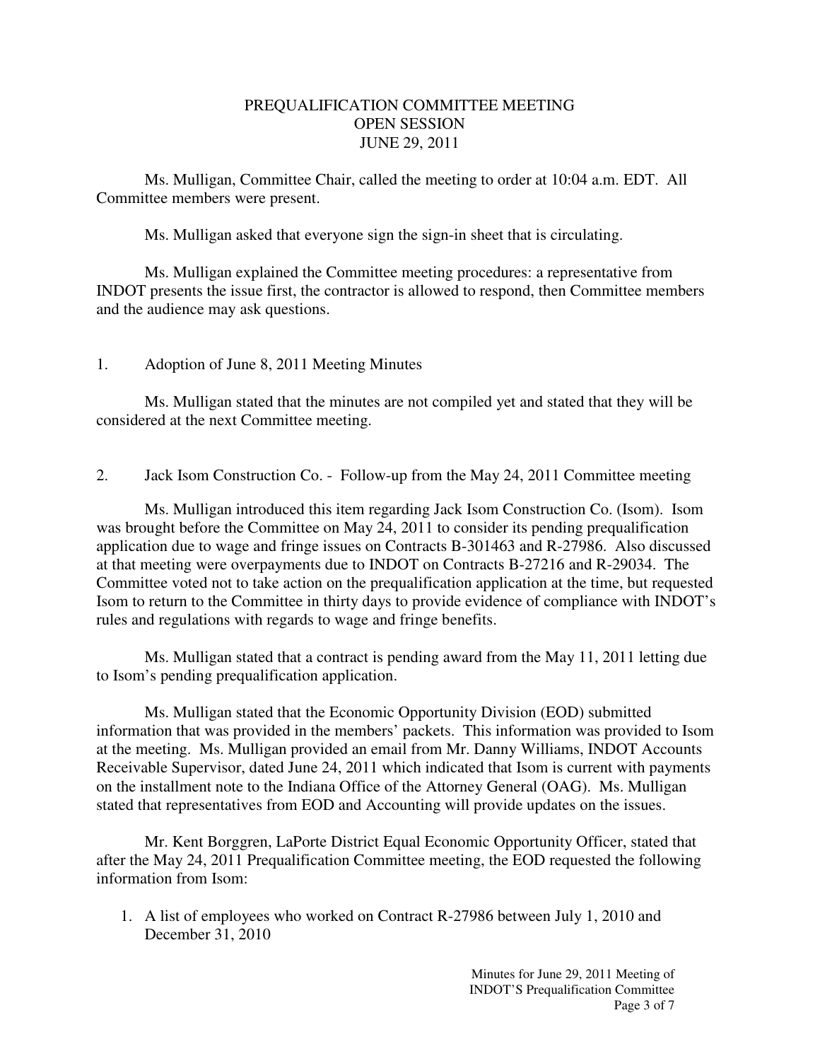# PREQUALIFICATION COMMITTEE MEETING
## OPEN SESSION
## JUNE 29, 2011

Ms. Mulligan, Committee Chair, called the meeting to order at 10:04 a.m. EDT. All Committee members were present.

Ms. Mulligan asked that everyone sign the sign-in sheet that is circulating.

Ms. Mulligan explained the Committee meeting procedures: a representative from INDOT presents the issue first, the contractor is allowed to respond, then Committee members and the audience may ask questions.

1. Adoption of June 8, 2011 Meeting Minutes

Ms. Mulligan stated that the minutes are not compiled yet and stated that they will be considered at the next Committee meeting.

2. Jack Isom Construction Co. - Follow-up from the May 24, 2011 Committee meeting

Ms. Mulligan introduced this item regarding Jack Isom Construction Co. (Isom). Isom was brought before the Committee on May 24, 2011 to consider its pending prequalification application due to wage and fringe issues on Contracts B-301463 and R-27986. Also discussed at that meeting were overpayments due to INDOT on Contracts B-27216 and R-29034. The Committee voted not to take action on the prequalification application at the time, but requested Isom to return to the Committee in thirty days to provide evidence of compliance with INDOT's rules and regulations with regards to wage and fringe benefits.

Ms. Mulligan stated that a contract is pending award from the May 11, 2011 letting due to Isom's pending prequalification application.

Ms. Mulligan stated that the Economic Opportunity Division (EOD) submitted information that was provided in the members' packets. This information was provided to Isom at the meeting. Ms. Mulligan provided an email from Mr. Danny Williams, INDOT Accounts Receivable Supervisor, dated June 24, 2011 which indicated that Isom is current with payments on the installment note to the Indiana Office of the Attorney General (OAG). Ms. Mulligan stated that representatives from EOD and Accounting will provide updates on the issues.

Mr. Kent Borggren, LaPorte District Equal Economic Opportunity Officer, stated that after the May 24, 2011 Prequalification Committee meeting, the EOD requested the following information from Isom:

1. A list of employees who worked on Contract R-27986 between July 1, 2010 and December 31, 2010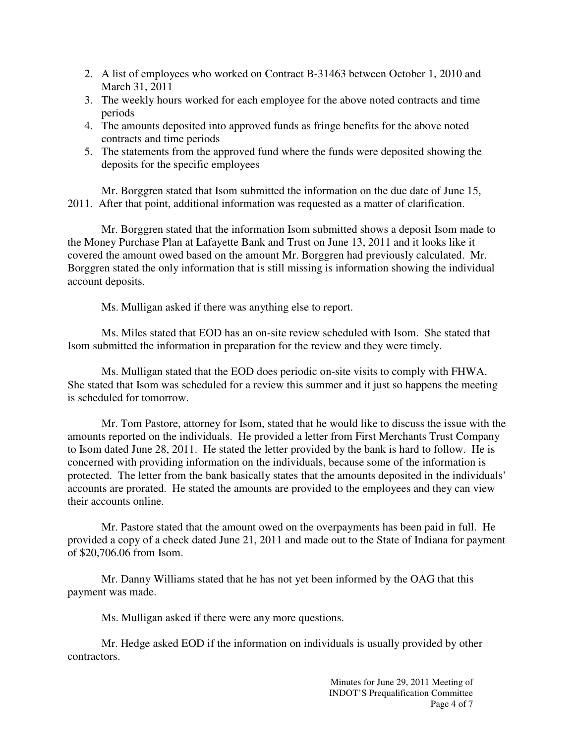2. A list of employees who worked on Contract B-31463 between October 1, 2010 and March 31, 2011
3. The weekly hours worked for each employee for the above noted contracts and time periods
4. The amounts deposited into approved funds as fringe benefits for the above noted contracts and time periods
5. The statements from the approved fund where the funds were deposited showing the deposits for the specific employees

Mr. Borggren stated that Isom submitted the information on the due date of June 15, 2011. After that point, additional information was requested as a matter of clarification.

Mr. Borggren stated that the information Isom submitted shows a deposit Isom made to the Money Purchase Plan at Lafayette Bank and Trust on June 13, 2011 and it looks like it covered the amount owed based on the amount Mr. Borggren had previously calculated. Mr. Borggren stated the only information that is still missing is information showing the individual account deposits.

Ms. Mulligan asked if there was anything else to report.

Ms. Miles stated that EOD has an on-site review scheduled with Isom. She stated that Isom submitted the information in preparation for the review and they were timely.

Ms. Mulligan stated that the EOD does periodic on-site visits to comply with FHWA. She stated that Isom was scheduled for a review this summer and it just so happens the meeting is scheduled for tomorrow.

Mr. Tom Pastore, attorney for Isom, stated that he would like to discuss the issue with the amounts reported on the individuals. He provided a letter from First Merchants Trust Company to Isom dated June 28, 2011. He stated the letter provided by the bank is hard to follow. He is concerned with providing information on the individuals, because some of the information is protected. The letter from the bank basically states that the amounts deposited in the individuals' accounts are prorated. He stated the amounts are provided to the employees and they can view their accounts online.

Mr. Pastore stated that the amount owed on the overpayments has been paid in full. He provided a copy of a check dated June 21, 2011 and made out to the State of Indiana for payment of $20,706.06 from Isom.

Mr. Danny Williams stated that he has not yet been informed by the OAG that this payment was made.

Ms. Mulligan asked if there were any more questions.

Mr. Hedge asked EOD if the information on individuals is usually provided by other contractors.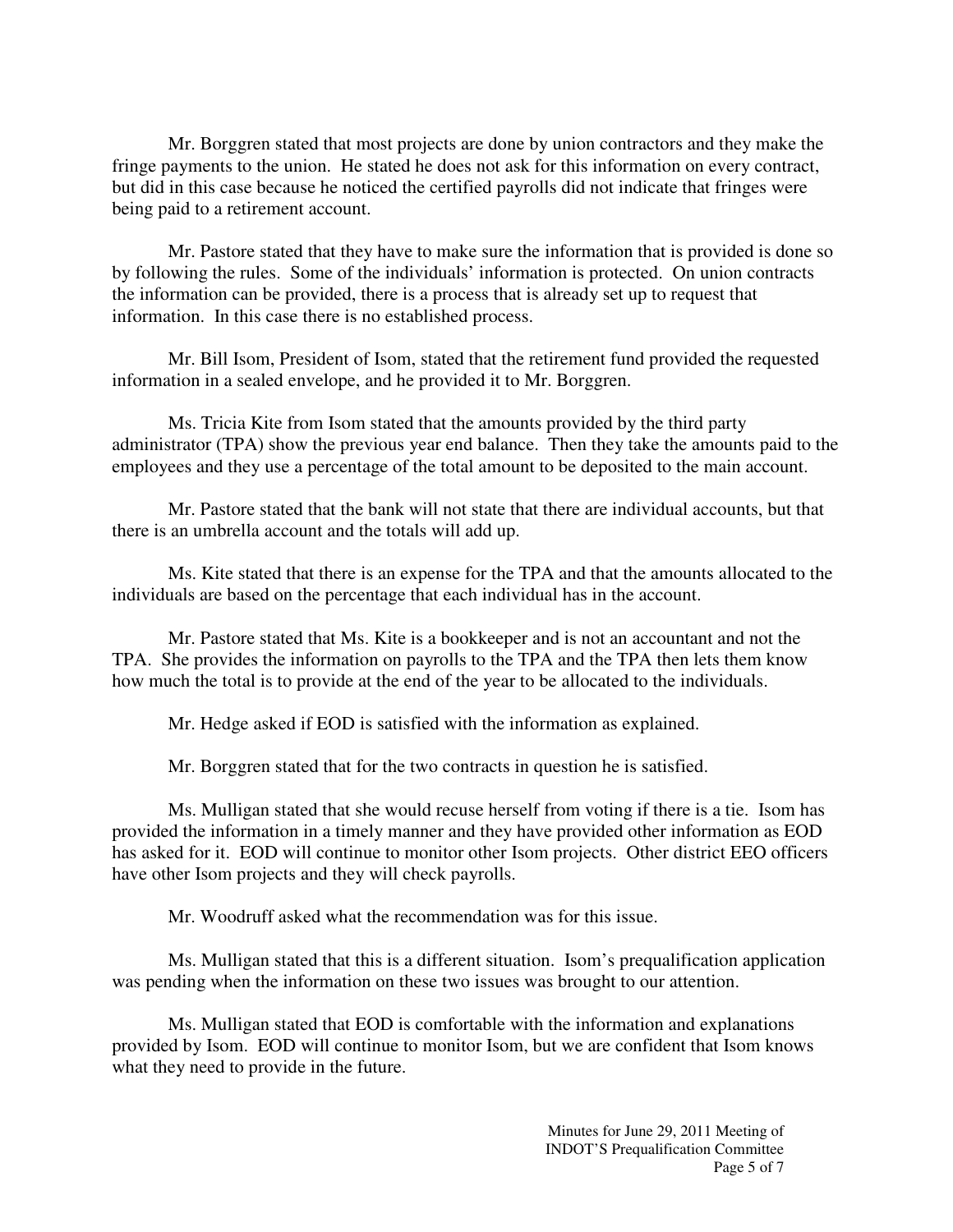Mr. Borggren stated that most projects are done by union contractors and they make the fringe payments to the union. He stated he does not ask for this information on every contract, but did in this case because he noticed the certified payrolls did not indicate that fringes were being paid to a retirement account.

Mr. Pastore stated that they have to make sure the information that is provided is done so by following the rules. Some of the individuals' information is protected. On union contracts the information can be provided, there is a process that is already set up to request that information. In this case there is no established process.

Mr. Bill Isom, President of Isom, stated that the retirement fund provided the requested information in a sealed envelope, and he provided it to Mr. Borggren.

Ms. Tricia Kite from Isom stated that the amounts provided by the third party administrator (TPA) show the previous year end balance. Then they take the amounts paid to the employees and they use a percentage of the total amount to be deposited to the main account.

Mr. Pastore stated that the bank will not state that there are individual accounts, but that there is an umbrella account and the totals will add up.

Ms. Kite stated that there is an expense for the TPA and that the amounts allocated to the individuals are based on the percentage that each individual has in the account.

Mr. Pastore stated that Ms. Kite is a bookkeeper and is not an accountant and not the TPA. She provides the information on payrolls to the TPA and the TPA then lets them know how much the total is to provide at the end of the year to be allocated to the individuals.

Mr. Hedge asked if EOD is satisfied with the information as explained.

Mr. Borggren stated that for the two contracts in question he is satisfied.

Ms. Mulligan stated that she would recuse herself from voting if there is a tie. Isom has provided the information in a timely manner and they have provided other information as EOD has asked for it. EOD will continue to monitor other Isom projects. Other district EEO officers have other Isom projects and they will check payrolls.

Mr. Woodruff asked what the recommendation was for this issue.

Ms. Mulligan stated that this is a different situation. Isom's prequalification application was pending when the information on these two issues was brought to our attention.

Ms. Mulligan stated that EOD is comfortable with the information and explanations provided by Isom. EOD will continue to monitor Isom, but we are confident that Isom knows what they need to provide in the future.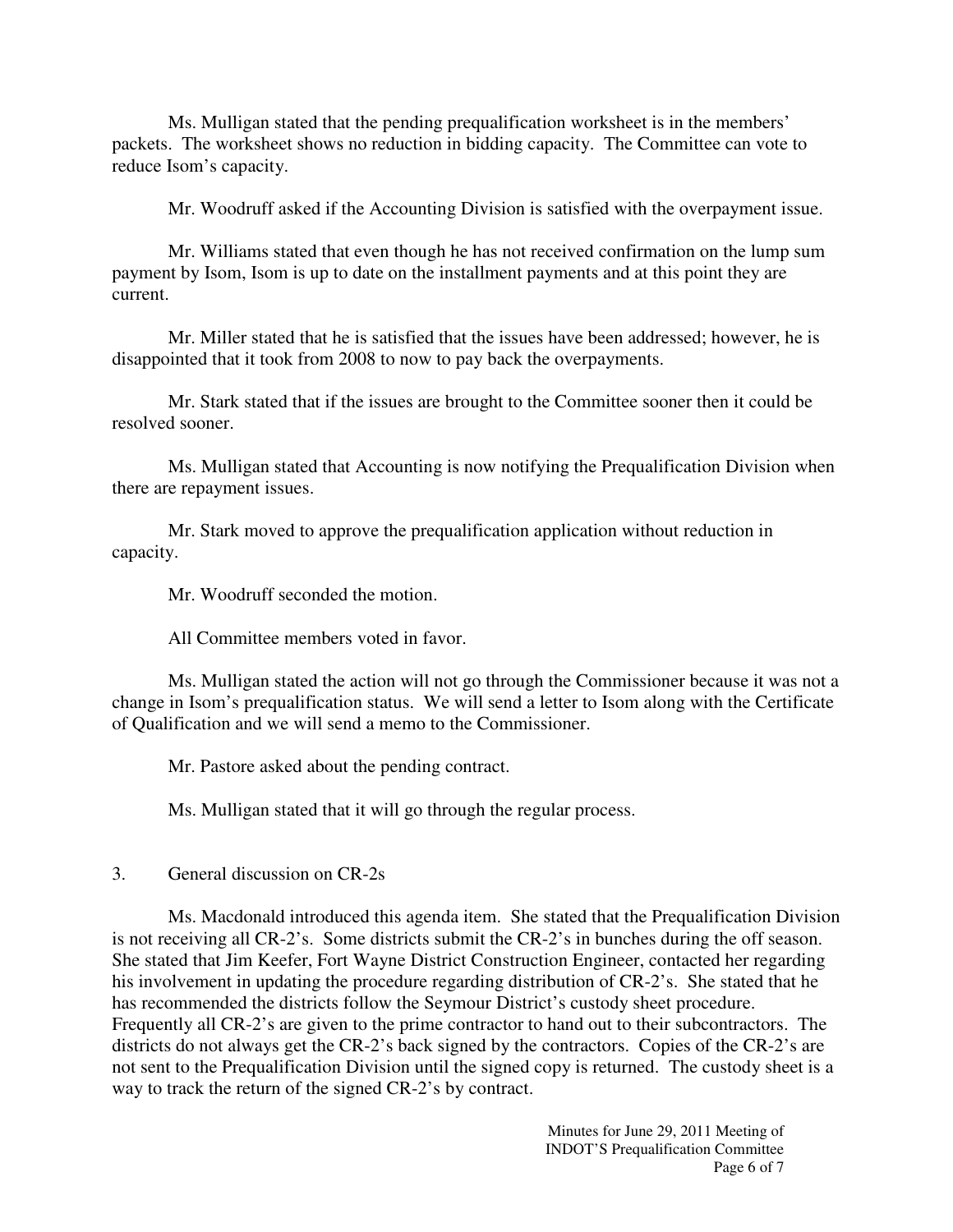Ms. Mulligan stated that the pending prequalification worksheet is in the members' packets. The worksheet shows no reduction in bidding capacity. The Committee can vote to reduce Isom's capacity.

Mr. Woodruff asked if the Accounting Division is satisfied with the overpayment issue.

Mr. Williams stated that even though he has not received confirmation on the lump sum payment by Isom, Isom is up to date on the installment payments and at this point they are current.

Mr. Miller stated that he is satisfied that the issues have been addressed; however, he is disappointed that it took from 2008 to now to pay back the overpayments.

Mr. Stark stated that if the issues are brought to the Committee sooner then it could be resolved sooner.

Ms. Mulligan stated that Accounting is now notifying the Prequalification Division when there are repayment issues.

Mr. Stark moved to approve the prequalification application without reduction in capacity.

Mr. Woodruff seconded the motion.

All Committee members voted in favor.

Ms. Mulligan stated the action will not go through the Commissioner because it was not a change in Isom's prequalification status. We will send a letter to Isom along with the Certificate of Qualification and we will send a memo to the Commissioner.

Mr. Pastore asked about the pending contract.

Ms. Mulligan stated that it will go through the regular process.

3. General discussion on CR-2s

Ms. Macdonald introduced this agenda item. She stated that the Prequalification Division is not receiving all CR-2's. Some districts submit the CR-2's in bunches during the off season. She stated that Jim Keefer, Fort Wayne District Construction Engineer, contacted her regarding his involvement in updating the procedure regarding distribution of CR-2's. She stated that he has recommended the districts follow the Seymour District's custody sheet procedure. Frequently all CR-2's are given to the prime contractor to hand out to their subcontractors. The districts do not always get the CR-2's back signed by the contractors. Copies of the CR-2's are not sent to the Prequalification Division until the signed copy is returned. The custody sheet is a way to track the return of the signed CR-2's by contract.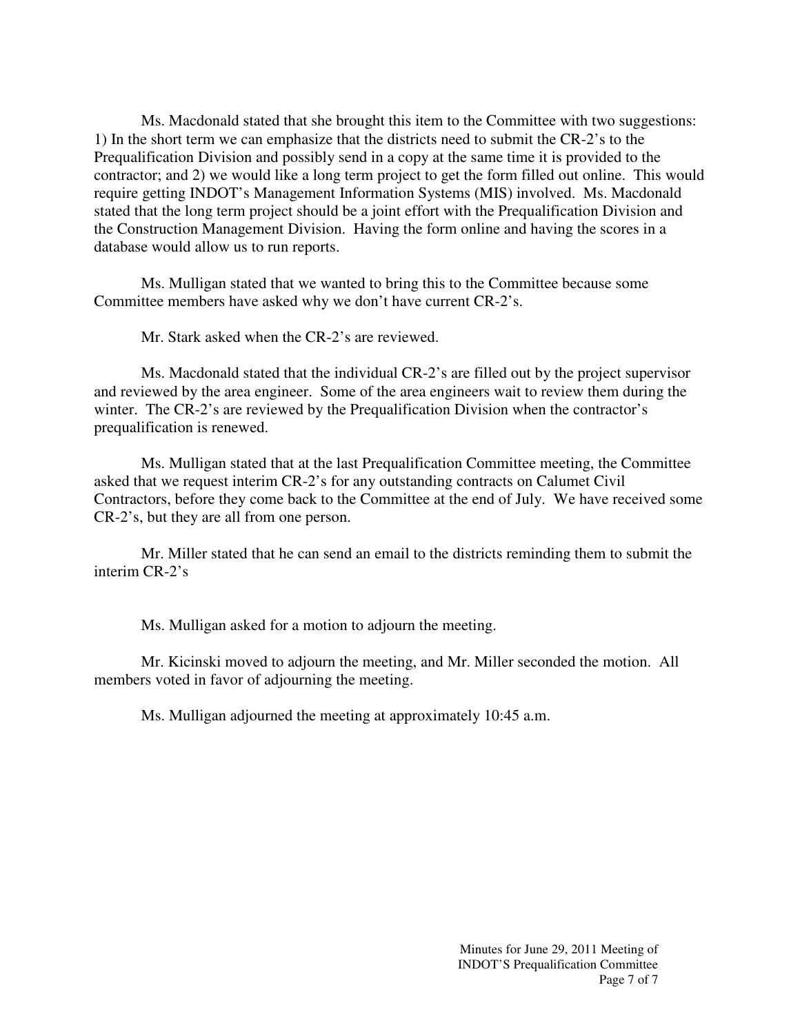Ms. Macdonald stated that she brought this item to the Committee with two suggestions: 1) In the short term we can emphasize that the districts need to submit the CR-2's to the Prequalification Division and possibly send in a copy at the same time it is provided to the contractor; and 2) we would like a long term project to get the form filled out online. This would require getting INDOT's Management Information Systems (MIS) involved. Ms. Macdonald stated that the long term project should be a joint effort with the Prequalification Division and the Construction Management Division. Having the form online and having the scores in a database would allow us to run reports.

Ms. Mulligan stated that we wanted to bring this to the Committee because some Committee members have asked why we don't have current CR-2's.

Mr. Stark asked when the CR-2's are reviewed.

Ms. Macdonald stated that the individual CR-2's are filled out by the project supervisor and reviewed by the area engineer. Some of the area engineers wait to review them during the winter. The CR-2's are reviewed by the Prequalification Division when the contractor's prequalification is renewed.

Ms. Mulligan stated that at the last Prequalification Committee meeting, the Committee asked that we request interim CR-2's for any outstanding contracts on Calumet Civil Contractors, before they come back to the Committee at the end of July. We have received some CR-2's, but they are all from one person.

Mr. Miller stated that he can send an email to the districts reminding them to submit the interim CR-2's

Ms. Mulligan asked for a motion to adjourn the meeting.

Mr. Kicinski moved to adjourn the meeting, and Mr. Miller seconded the motion. All members voted in favor of adjourning the meeting.

Ms. Mulligan adjourned the meeting at approximately 10:45 a.m.